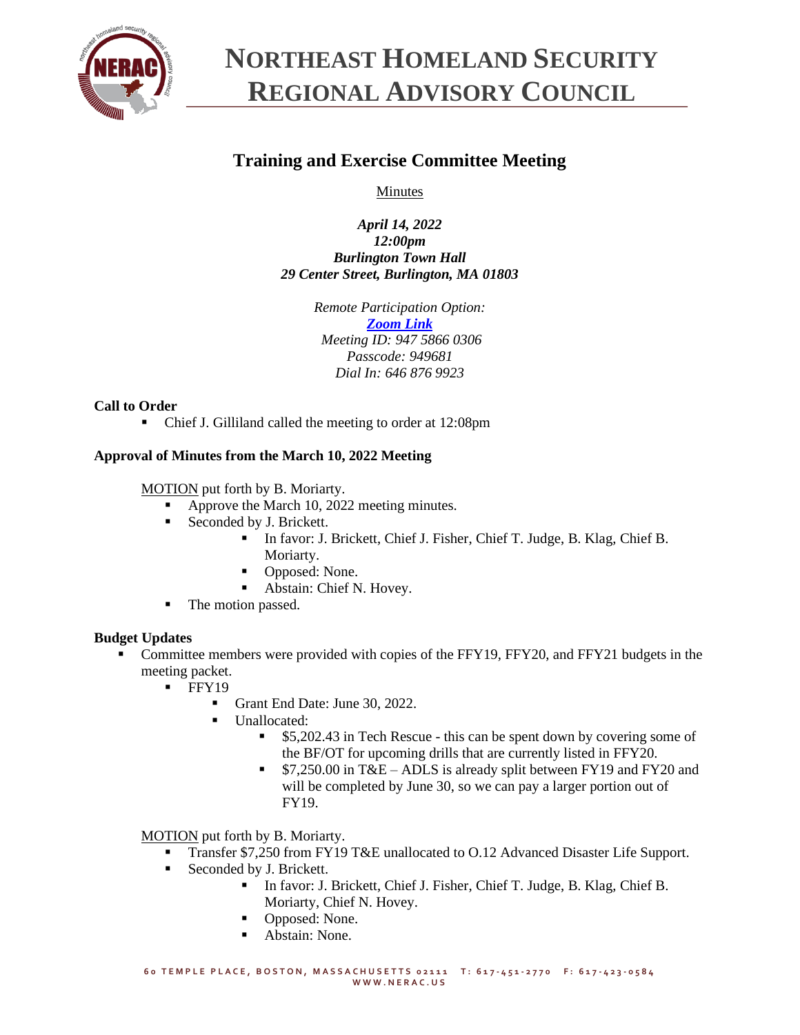# NORTHEAST HOMELAND SECURITY REGIONAL ADVISORY COUNCIL

## Training and Exercise Committee Meeting

Minutes

*April 14, 2022*
*12:00pm*
*Burlington Town Hall*
*29 Center Street, Burlington, MA 01803*

*Remote Participation Option:*
*Zoom Link*
*Meeting ID: 947 5866 0306*
*Passcode: 949681*
*Dial In: 646 876 9923*

**Call to Order**

- Chief J. Gilliland called the meeting to order at 12:08pm

**Approval of Minutes from the March 10, 2022 Meeting**

MOTION put forth by B. Moriarty.

- Approve the March 10, 2022 meeting minutes.
- Seconded by J. Brickett.
  - In favor: J. Brickett, Chief J. Fisher, Chief T. Judge, B. Klag, Chief B. Moriarty.
  - Opposed: None.
  - Abstain: Chief N. Hovey.
- The motion passed.

**Budget Updates**

- Committee members were provided with copies of the FFY19, FFY20, and FFY21 budgets in the meeting packet.
  - FFY19
    - Grant End Date: June 30, 2022.
    - Unallocated:
      - $5,202.43 in Tech Rescue - this can be spent down by covering some of the BF/OT for upcoming drills that are currently listed in FFY20.
      - $7,250.00 in T&E – ADLS is already split between FY19 and FY20 and will be completed by June 30, so we can pay a larger portion out of FY19.

MOTION put forth by B. Moriarty.

- Transfer $7,250 from FY19 T&E unallocated to O.12 Advanced Disaster Life Support.
- Seconded by J. Brickett.
  - In favor: J. Brickett, Chief J. Fisher, Chief T. Judge, B. Klag, Chief B. Moriarty, Chief N. Hovey.
  - Opposed: None.
  - Abstain: None.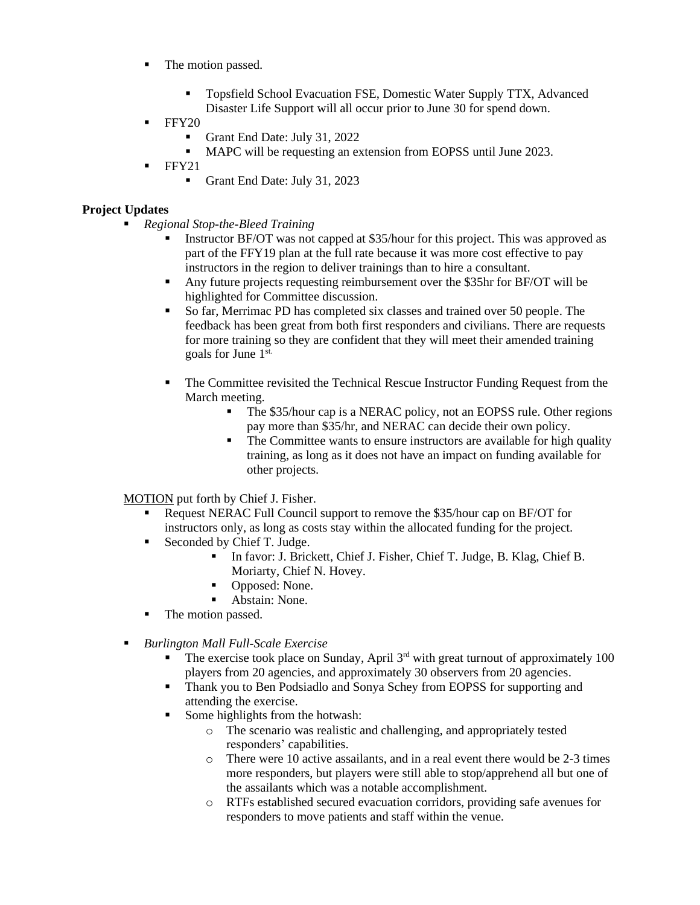- The motion passed.

  - Topsfield School Evacuation FSE, Domestic Water Supply TTX, Advanced Disaster Life Support will all occur prior to June 30 for spend down.
- FFY20
  - Grant End Date: July 31, 2022
  - MAPC will be requesting an extension from EOPSS until June 2023.
- FFY21
  - Grant End Date: July 31, 2023

**Project Updates**

- *Regional Stop-the-Bleed Training*
  - Instructor BF/OT was not capped at $35/hour for this project. This was approved as part of the FFY19 plan at the full rate because it was more cost effective to pay instructors in the region to deliver trainings than to hire a consultant.
  - Any future projects requesting reimbursement over the $35hr for BF/OT will be highlighted for Committee discussion.
  - So far, Merrimac PD has completed six classes and trained over 50 people. The feedback has been great from both first responders and civilians. There are requests for more training so they are confident that they will meet their amended training goals for June 1st.

  - The Committee revisited the Technical Rescue Instructor Funding Request from the March meeting.
    - The $35/hour cap is a NERAC policy, not an EOPSS rule. Other regions pay more than $35/hr, and NERAC can decide their own policy.
    - The Committee wants to ensure instructors are available for high quality training, as long as it does not have an impact on funding available for other projects.

MOTION put forth by Chief J. Fisher.

- Request NERAC Full Council support to remove the $35/hour cap on BF/OT for instructors only, as long as costs stay within the allocated funding for the project.
- Seconded by Chief T. Judge.
  - In favor: J. Brickett, Chief J. Fisher, Chief T. Judge, B. Klag, Chief B. Moriarty, Chief N. Hovey.
  - Opposed: None.
  - Abstain: None.
- The motion passed.

- *Burlington Mall Full-Scale Exercise*
  - The exercise took place on Sunday, April 3rd with great turnout of approximately 100 players from 20 agencies, and approximately 30 observers from 20 agencies.
  - Thank you to Ben Podsiadlo and Sonya Schey from EOPSS for supporting and attending the exercise.
  - Some highlights from the hotwash:
    - The scenario was realistic and challenging, and appropriately tested responders' capabilities.
    - There were 10 active assailants, and in a real event there would be 2-3 times more responders, but players were still able to stop/apprehend all but one of the assailants which was a notable accomplishment.
    - RTFs established secured evacuation corridors, providing safe avenues for responders to move patients and staff within the venue.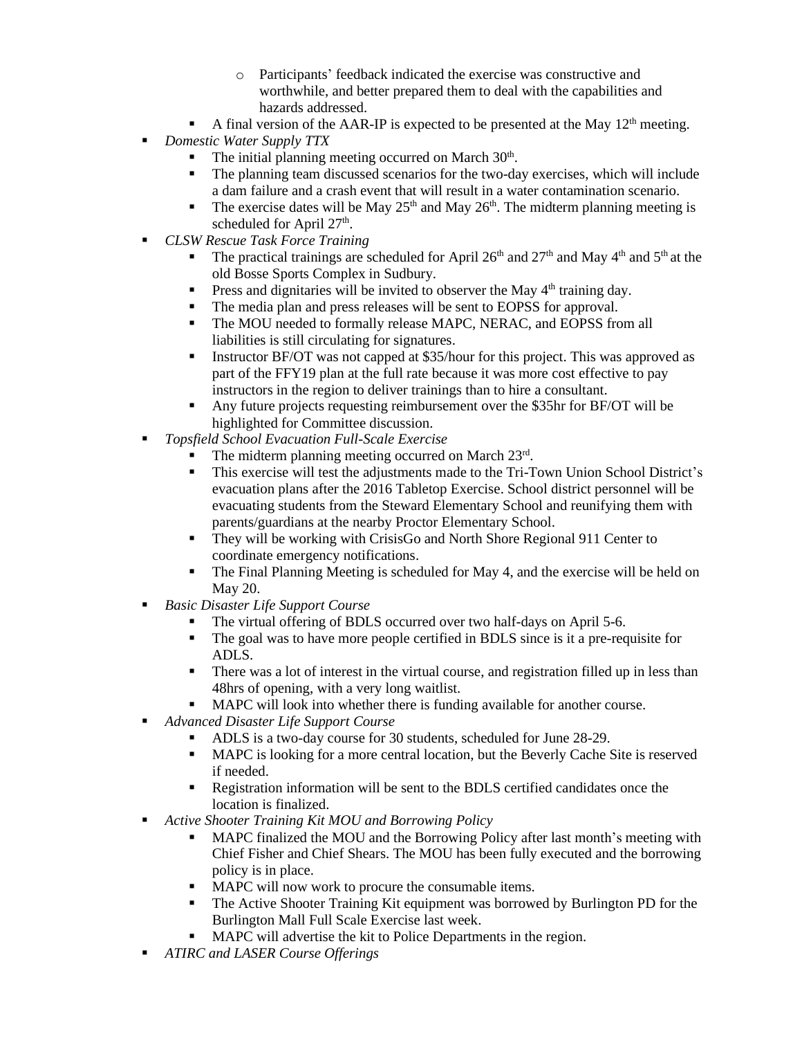- Participants' feedback indicated the exercise was constructive and worthwhile, and better prepared them to deal with the capabilities and hazards addressed.
  - A final version of the AAR-IP is expected to be presented at the May 12th meeting.
- *Domestic Water Supply TTX*
  - The initial planning meeting occurred on March 30th.
  - The planning team discussed scenarios for the two-day exercises, which will include a dam failure and a crash event that will result in a water contamination scenario.
  - The exercise dates will be May 25th and May 26th. The midterm planning meeting is scheduled for April 27th.
- *CLSW Rescue Task Force Training*
  - The practical trainings are scheduled for April 26th and 27th and May 4th and 5th at the old Bosse Sports Complex in Sudbury.
  - Press and dignitaries will be invited to observer the May 4th training day.
  - The media plan and press releases will be sent to EOPSS for approval.
  - The MOU needed to formally release MAPC, NERAC, and EOPSS from all liabilities is still circulating for signatures.
  - Instructor BF/OT was not capped at $35/hour for this project. This was approved as part of the FFY19 plan at the full rate because it was more cost effective to pay instructors in the region to deliver trainings than to hire a consultant.
  - Any future projects requesting reimbursement over the $35hr for BF/OT will be highlighted for Committee discussion.
- *Topsfield School Evacuation Full-Scale Exercise*
  - The midterm planning meeting occurred on March 23rd.
  - This exercise will test the adjustments made to the Tri-Town Union School District's evacuation plans after the 2016 Tabletop Exercise. School district personnel will be evacuating students from the Steward Elementary School and reunifying them with parents/guardians at the nearby Proctor Elementary School.
  - They will be working with CrisisGo and North Shore Regional 911 Center to coordinate emergency notifications.
  - The Final Planning Meeting is scheduled for May 4, and the exercise will be held on May 20.
- *Basic Disaster Life Support Course*
  - The virtual offering of BDLS occurred over two half-days on April 5-6.
  - The goal was to have more people certified in BDLS since is it a pre-requisite for ADLS.
  - There was a lot of interest in the virtual course, and registration filled up in less than 48hrs of opening, with a very long waitlist.
  - MAPC will look into whether there is funding available for another course.
- *Advanced Disaster Life Support Course*
  - ADLS is a two-day course for 30 students, scheduled for June 28-29.
  - MAPC is looking for a more central location, but the Beverly Cache Site is reserved if needed.
  - Registration information will be sent to the BDLS certified candidates once the location is finalized.
- *Active Shooter Training Kit MOU and Borrowing Policy*
  - MAPC finalized the MOU and the Borrowing Policy after last month's meeting with Chief Fisher and Chief Shears. The MOU has been fully executed and the borrowing policy is in place.
  - MAPC will now work to procure the consumable items.
  - The Active Shooter Training Kit equipment was borrowed by Burlington PD for the Burlington Mall Full Scale Exercise last week.
  - MAPC will advertise the kit to Police Departments in the region.
- *ATIRC and LASER Course Offerings*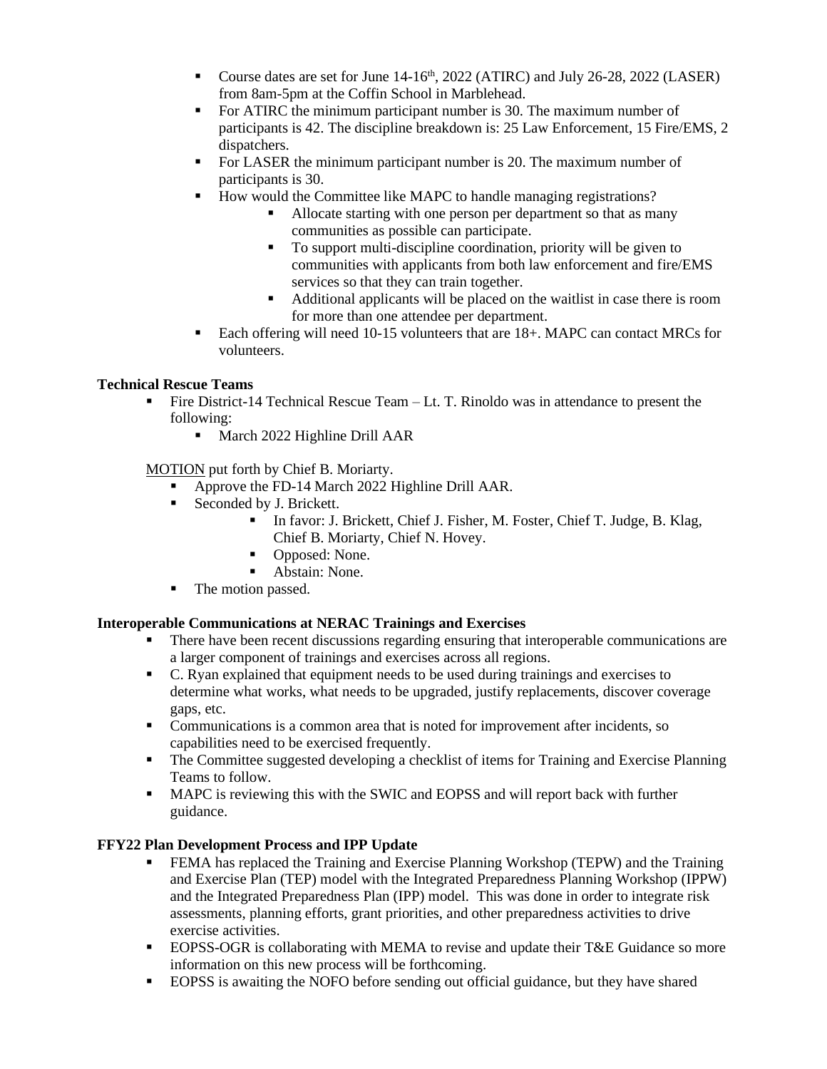- Course dates are set for June 14-16th, 2022 (ATIRC) and July 26-28, 2022 (LASER) from 8am-5pm at the Coffin School in Marblehead.
- For ATIRC the minimum participant number is 30. The maximum number of participants is 42. The discipline breakdown is: 25 Law Enforcement, 15 Fire/EMS, 2 dispatchers.
- For LASER the minimum participant number is 20. The maximum number of participants is 30.
- How would the Committee like MAPC to handle managing registrations?
  - Allocate starting with one person per department so that as many communities as possible can participate.
  - To support multi-discipline coordination, priority will be given to communities with applicants from both law enforcement and fire/EMS services so that they can train together.
  - Additional applicants will be placed on the waitlist in case there is room for more than one attendee per department.
- Each offering will need 10-15 volunteers that are 18+. MAPC can contact MRCs for volunteers.

**Technical Rescue Teams**

- Fire District-14 Technical Rescue Team – Lt. T. Rinoldo was in attendance to present the following:
  - March 2022 Highline Drill AAR

MOTION put forth by Chief B. Moriarty.

- Approve the FD-14 March 2022 Highline Drill AAR.
- Seconded by J. Brickett.
  - In favor: J. Brickett, Chief J. Fisher, M. Foster, Chief T. Judge, B. Klag, Chief B. Moriarty, Chief N. Hovey.
  - Opposed: None.
  - Abstain: None.
- The motion passed.

**Interoperable Communications at NERAC Trainings and Exercises**

- There have been recent discussions regarding ensuring that interoperable communications are a larger component of trainings and exercises across all regions.
- C. Ryan explained that equipment needs to be used during trainings and exercises to determine what works, what needs to be upgraded, justify replacements, discover coverage gaps, etc.
- Communications is a common area that is noted for improvement after incidents, so capabilities need to be exercised frequently.
- The Committee suggested developing a checklist of items for Training and Exercise Planning Teams to follow.
- MAPC is reviewing this with the SWIC and EOPSS and will report back with further guidance.

**FFY22 Plan Development Process and IPP Update**

- FEMA has replaced the Training and Exercise Planning Workshop (TEPW) and the Training and Exercise Plan (TEP) model with the Integrated Preparedness Planning Workshop (IPPW) and the Integrated Preparedness Plan (IPP) model. This was done in order to integrate risk assessments, planning efforts, grant priorities, and other preparedness activities to drive exercise activities.
- EOPSS-OGR is collaborating with MEMA to revise and update their T&E Guidance so more information on this new process will be forthcoming.
- EOPSS is awaiting the NOFO before sending out official guidance, but they have shared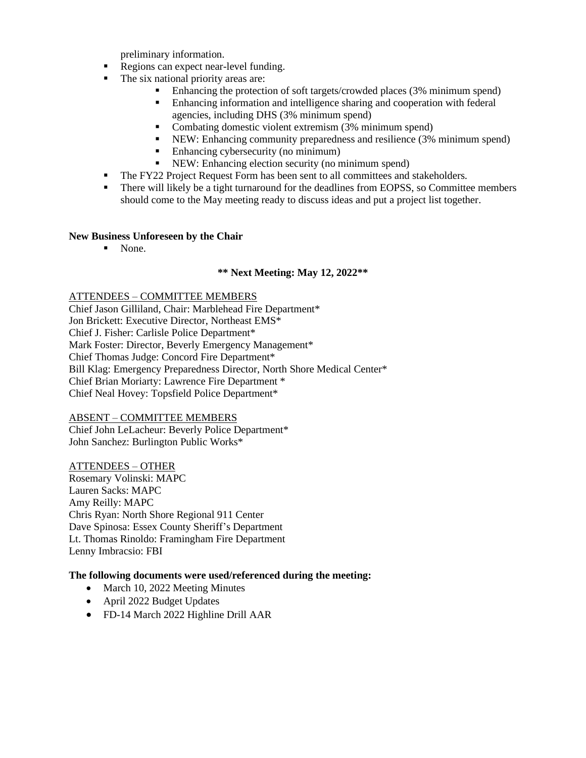preliminary information.

- Regions can expect near-level funding.
- The six national priority areas are:
  - Enhancing the protection of soft targets/crowded places (3% minimum spend)
  - Enhancing information and intelligence sharing and cooperation with federal agencies, including DHS (3% minimum spend)
  - Combating domestic violent extremism (3% minimum spend)
  - NEW: Enhancing community preparedness and resilience (3% minimum spend)
  - Enhancing cybersecurity (no minimum)
  - NEW: Enhancing election security (no minimum spend)
- The FY22 Project Request Form has been sent to all committees and stakeholders.
- There will likely be a tight turnaround for the deadlines from EOPSS, so Committee members should come to the May meeting ready to discuss ideas and put a project list together.

**New Business Unforeseen by the Chair**

- None.

**\*\* Next Meeting: May 12, 2022\*\***

ATTENDEES – COMMITTEE MEMBERS

Chief Jason Gilliland, Chair: Marblehead Fire Department*
Jon Brickett: Executive Director, Northeast EMS*
Chief J. Fisher: Carlisle Police Department*
Mark Foster: Director, Beverly Emergency Management*
Chief Thomas Judge: Concord Fire Department*
Bill Klag: Emergency Preparedness Director, North Shore Medical Center*
Chief Brian Moriarty: Lawrence Fire Department *
Chief Neal Hovey: Topsfield Police Department*

ABSENT – COMMITTEE MEMBERS

Chief John LeLacheur: Beverly Police Department*
John Sanchez: Burlington Public Works*

ATTENDEES – OTHER

Rosemary Volinski: MAPC
Lauren Sacks: MAPC
Amy Reilly: MAPC
Chris Ryan: North Shore Regional 911 Center
Dave Spinosa: Essex County Sheriff's Department
Lt. Thomas Rinoldo: Framingham Fire Department
Lenny Imbracsio: FBI

**The following documents were used/referenced during the meeting:**

- March 10, 2022 Meeting Minutes
- April 2022 Budget Updates
- FD-14 March 2022 Highline Drill AAR